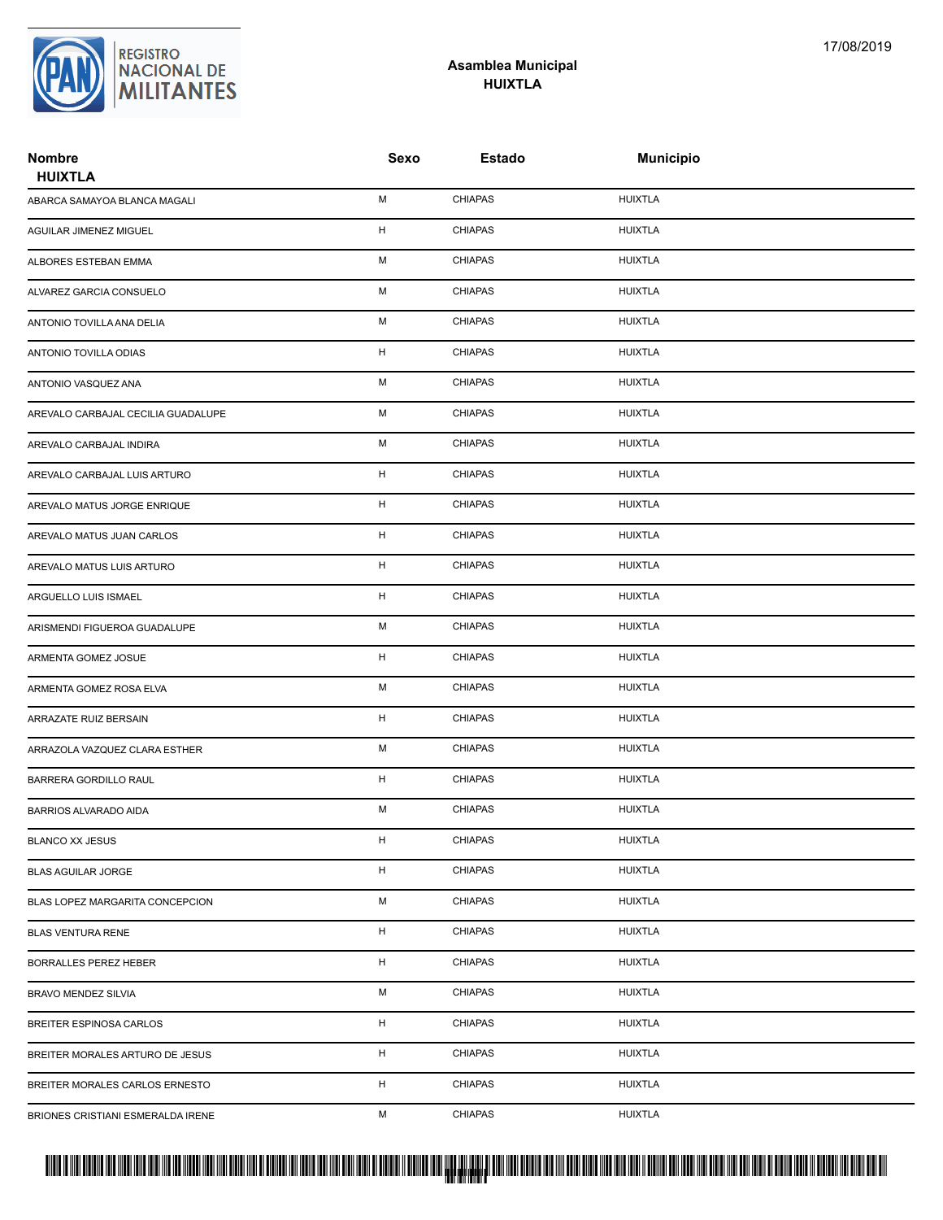REGISTRO NACIONAL DE MILITANTES

17/08/2019

## Asamblea Municipal
## HUIXTLA

| Nombre | Sexo | Estado | Municipio |
|---|---|---|---|
| **HUIXTLA** | | | |
| ABARCA SAMAYOA BLANCA MAGALI | M | CHIAPAS | HUIXTLA |
| AGUILAR JIMENEZ MIGUEL | H | CHIAPAS | HUIXTLA |
| ALBORES ESTEBAN EMMA | M | CHIAPAS | HUIXTLA |
| ALVAREZ GARCIA CONSUELO | M | CHIAPAS | HUIXTLA |
| ANTONIO TOVILLA ANA DELIA | M | CHIAPAS | HUIXTLA |
| ANTONIO TOVILLA ODIAS | H | CHIAPAS | HUIXTLA |
| ANTONIO VASQUEZ ANA | M | CHIAPAS | HUIXTLA |
| AREVALO CARBAJAL CECILIA GUADALUPE | M | CHIAPAS | HUIXTLA |
| AREVALO CARBAJAL INDIRA | M | CHIAPAS | HUIXTLA |
| AREVALO CARBAJAL LUIS ARTURO | H | CHIAPAS | HUIXTLA |
| AREVALO MATUS JORGE ENRIQUE | H | CHIAPAS | HUIXTLA |
| AREVALO MATUS JUAN CARLOS | H | CHIAPAS | HUIXTLA |
| AREVALO MATUS LUIS ARTURO | H | CHIAPAS | HUIXTLA |
| ARGUELLO LUIS ISMAEL | H | CHIAPAS | HUIXTLA |
| ARISMENDI FIGUEROA GUADALUPE | M | CHIAPAS | HUIXTLA |
| ARMENTA GOMEZ JOSUE | H | CHIAPAS | HUIXTLA |
| ARMENTA GOMEZ ROSA ELVA | M | CHIAPAS | HUIXTLA |
| ARRAZATE RUIZ BERSAIN | H | CHIAPAS | HUIXTLA |
| ARRAZOLA VAZQUEZ CLARA ESTHER | M | CHIAPAS | HUIXTLA |
| BARRERA GORDILLO RAUL | H | CHIAPAS | HUIXTLA |
| BARRIOS ALVARADO AIDA | M | CHIAPAS | HUIXTLA |
| BLANCO XX JESUS | H | CHIAPAS | HUIXTLA |
| BLAS AGUILAR JORGE | H | CHIAPAS | HUIXTLA |
| BLAS LOPEZ MARGARITA CONCEPCION | M | CHIAPAS | HUIXTLA |
| BLAS VENTURA RENE | H | CHIAPAS | HUIXTLA |
| BORRALLES PEREZ HEBER | H | CHIAPAS | HUIXTLA |
| BRAVO MENDEZ SILVIA | M | CHIAPAS | HUIXTLA |
| BREITER ESPINOSA CARLOS | H | CHIAPAS | HUIXTLA |
| BREITER MORALES ARTURO DE JESUS | H | CHIAPAS | HUIXTLA |
| BREITER MORALES CARLOS ERNESTO | H | CHIAPAS | HUIXTLA |
| BRIONES CRISTIANI ESMERALDA IRENE | M | CHIAPAS | HUIXTLA |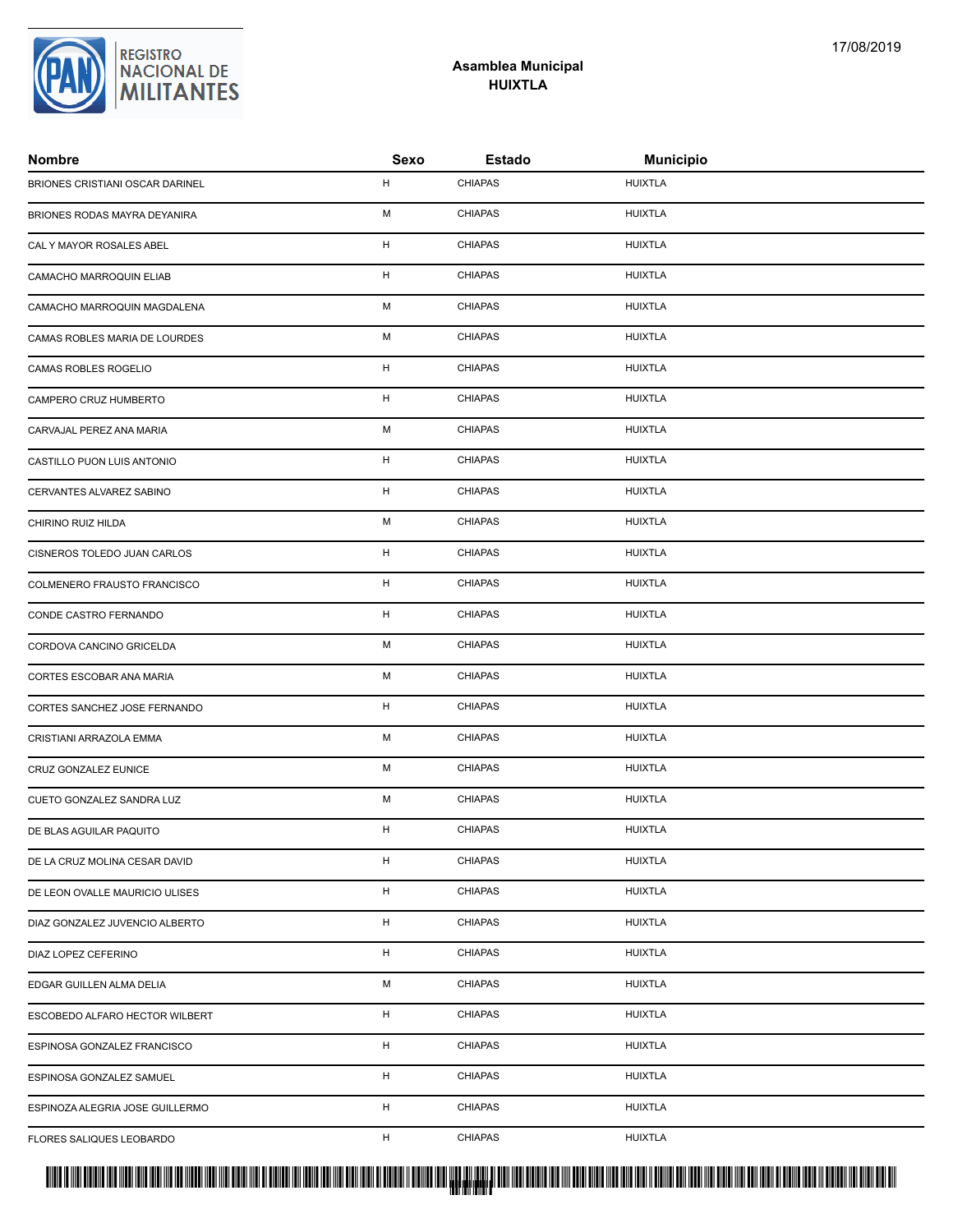## Asamblea Municipal
## HUIXTLA

| Nombre | Sexo | Estado | Municipio |
|---|---|---|---|
| BRIONES CRISTIANI OSCAR DARINEL | H | CHIAPAS | HUIXTLA |
| BRIONES RODAS MAYRA DEYANIRA | M | CHIAPAS | HUIXTLA |
| CAL Y MAYOR ROSALES ABEL | H | CHIAPAS | HUIXTLA |
| CAMACHO MARROQUIN ELIAB | H | CHIAPAS | HUIXTLA |
| CAMACHO MARROQUIN MAGDALENA | M | CHIAPAS | HUIXTLA |
| CAMAS ROBLES MARIA DE LOURDES | M | CHIAPAS | HUIXTLA |
| CAMAS ROBLES ROGELIO | H | CHIAPAS | HUIXTLA |
| CAMPERO CRUZ HUMBERTO | H | CHIAPAS | HUIXTLA |
| CARVAJAL PEREZ ANA MARIA | M | CHIAPAS | HUIXTLA |
| CASTILLO PUON LUIS ANTONIO | H | CHIAPAS | HUIXTLA |
| CERVANTES ALVAREZ SABINO | H | CHIAPAS | HUIXTLA |
| CHIRINO RUIZ HILDA | M | CHIAPAS | HUIXTLA |
| CISNEROS TOLEDO JUAN CARLOS | H | CHIAPAS | HUIXTLA |
| COLMENERO FRAUSTO FRANCISCO | H | CHIAPAS | HUIXTLA |
| CONDE CASTRO FERNANDO | H | CHIAPAS | HUIXTLA |
| CORDOVA CANCINO GRICELDA | M | CHIAPAS | HUIXTLA |
| CORTES ESCOBAR ANA MARIA | M | CHIAPAS | HUIXTLA |
| CORTES SANCHEZ JOSE FERNANDO | H | CHIAPAS | HUIXTLA |
| CRISTIANI ARRAZOLA EMMA | M | CHIAPAS | HUIXTLA |
| CRUZ GONZALEZ EUNICE | M | CHIAPAS | HUIXTLA |
| CUETO GONZALEZ SANDRA LUZ | M | CHIAPAS | HUIXTLA |
| DE BLAS AGUILAR PAQUITO | H | CHIAPAS | HUIXTLA |
| DE LA CRUZ MOLINA CESAR DAVID | H | CHIAPAS | HUIXTLA |
| DE LEON OVALLE MAURICIO ULISES | H | CHIAPAS | HUIXTLA |
| DIAZ GONZALEZ JUVENCIO ALBERTO | H | CHIAPAS | HUIXTLA |
| DIAZ LOPEZ CEFERINO | H | CHIAPAS | HUIXTLA |
| EDGAR GUILLEN ALMA DELIA | M | CHIAPAS | HUIXTLA |
| ESCOBEDO ALFARO HECTOR WILBERT | H | CHIAPAS | HUIXTLA |
| ESPINOSA GONZALEZ FRANCISCO | H | CHIAPAS | HUIXTLA |
| ESPINOSA GONZALEZ SAMUEL | H | CHIAPAS | HUIXTLA |
| ESPINOZA ALEGRIA JOSE GUILLERMO | H | CHIAPAS | HUIXTLA |
| FLORES SALIQUES LEOBARDO | H | CHIAPAS | HUIXTLA |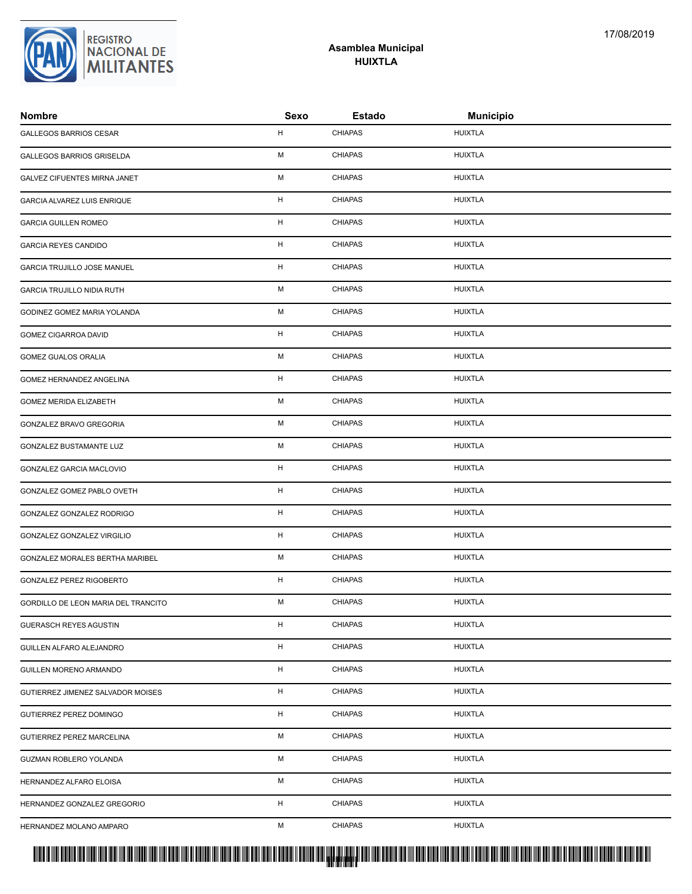## Asamblea Municipal
## HUIXTLA

| Nombre | Sexo | Estado | Municipio |
|---|---|---|---|
| GALLEGOS BARRIOS CESAR | H | CHIAPAS | HUIXTLA |
| GALLEGOS BARRIOS GRISELDA | M | CHIAPAS | HUIXTLA |
| GALVEZ CIFUENTES MIRNA JANET | M | CHIAPAS | HUIXTLA |
| GARCIA ALVAREZ LUIS ENRIQUE | H | CHIAPAS | HUIXTLA |
| GARCIA GUILLEN ROMEO | H | CHIAPAS | HUIXTLA |
| GARCIA REYES CANDIDO | H | CHIAPAS | HUIXTLA |
| GARCIA TRUJILLO JOSE MANUEL | H | CHIAPAS | HUIXTLA |
| GARCIA TRUJILLO NIDIA RUTH | M | CHIAPAS | HUIXTLA |
| GODINEZ GOMEZ MARIA YOLANDA | M | CHIAPAS | HUIXTLA |
| GOMEZ CIGARROA DAVID | H | CHIAPAS | HUIXTLA |
| GOMEZ GUALOS ORALIA | M | CHIAPAS | HUIXTLA |
| GOMEZ HERNANDEZ ANGELINA | H | CHIAPAS | HUIXTLA |
| GOMEZ MERIDA ELIZABETH | M | CHIAPAS | HUIXTLA |
| GONZALEZ BRAVO GREGORIA | M | CHIAPAS | HUIXTLA |
| GONZALEZ BUSTAMANTE LUZ | M | CHIAPAS | HUIXTLA |
| GONZALEZ GARCIA MACLOVIO | H | CHIAPAS | HUIXTLA |
| GONZALEZ GOMEZ PABLO OVETH | H | CHIAPAS | HUIXTLA |
| GONZALEZ GONZALEZ RODRIGO | H | CHIAPAS | HUIXTLA |
| GONZALEZ GONZALEZ VIRGILIO | H | CHIAPAS | HUIXTLA |
| GONZALEZ MORALES BERTHA MARIBEL | M | CHIAPAS | HUIXTLA |
| GONZALEZ PEREZ RIGOBERTO | H | CHIAPAS | HUIXTLA |
| GORDILLO DE LEON MARIA DEL TRANCITO | M | CHIAPAS | HUIXTLA |
| GUERASCH REYES AGUSTIN | H | CHIAPAS | HUIXTLA |
| GUILLEN ALFARO ALEJANDRO | H | CHIAPAS | HUIXTLA |
| GUILLEN MORENO ARMANDO | H | CHIAPAS | HUIXTLA |
| GUTIERREZ JIMENEZ SALVADOR MOISES | H | CHIAPAS | HUIXTLA |
| GUTIERREZ PEREZ DOMINGO | H | CHIAPAS | HUIXTLA |
| GUTIERREZ PEREZ MARCELINA | M | CHIAPAS | HUIXTLA |
| GUZMAN ROBLERO YOLANDA | M | CHIAPAS | HUIXTLA |
| HERNANDEZ ALFARO ELOISA | M | CHIAPAS | HUIXTLA |
| HERNANDEZ GONZALEZ GREGORIO | H | CHIAPAS | HUIXTLA |
| HERNANDEZ MOLANO AMPARO | M | CHIAPAS | HUIXTLA |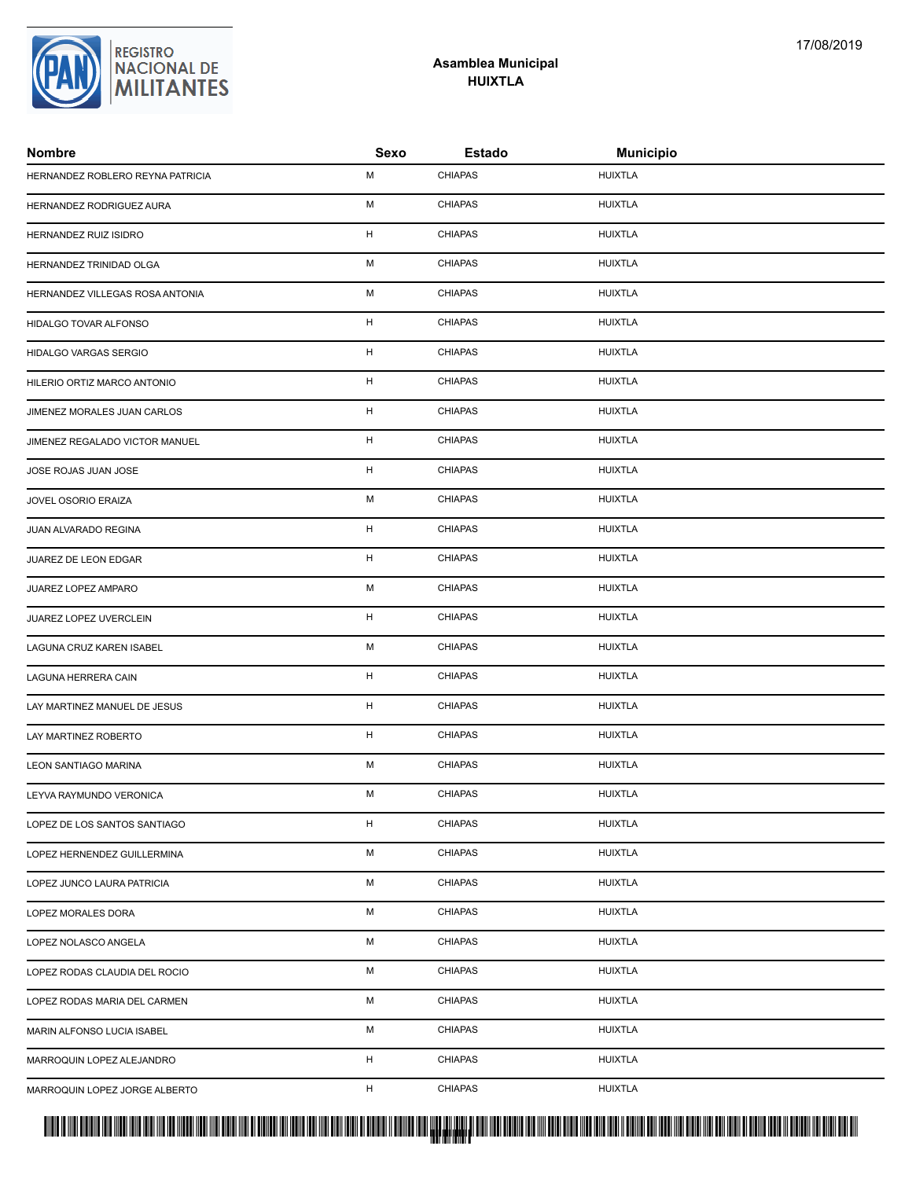## Asamblea Municipal
## HUIXTLA

| Nombre | Sexo | Estado | Municipio |
|---|---|---|---|
| HERNANDEZ ROBLERO REYNA PATRICIA | M | CHIAPAS | HUIXTLA |
| HERNANDEZ RODRIGUEZ AURA | M | CHIAPAS | HUIXTLA |
| HERNANDEZ RUIZ ISIDRO | H | CHIAPAS | HUIXTLA |
| HERNANDEZ TRINIDAD OLGA | M | CHIAPAS | HUIXTLA |
| HERNANDEZ VILLEGAS ROSA ANTONIA | M | CHIAPAS | HUIXTLA |
| HIDALGO TOVAR ALFONSO | H | CHIAPAS | HUIXTLA |
| HIDALGO VARGAS SERGIO | H | CHIAPAS | HUIXTLA |
| HILERIO ORTIZ MARCO ANTONIO | H | CHIAPAS | HUIXTLA |
| JIMENEZ MORALES JUAN CARLOS | H | CHIAPAS | HUIXTLA |
| JIMENEZ REGALADO VICTOR MANUEL | H | CHIAPAS | HUIXTLA |
| JOSE ROJAS JUAN JOSE | H | CHIAPAS | HUIXTLA |
| JOVEL OSORIO ERAIZA | M | CHIAPAS | HUIXTLA |
| JUAN ALVARADO REGINA | H | CHIAPAS | HUIXTLA |
| JUAREZ DE LEON EDGAR | H | CHIAPAS | HUIXTLA |
| JUAREZ LOPEZ AMPARO | M | CHIAPAS | HUIXTLA |
| JUAREZ LOPEZ UVERCLEIN | H | CHIAPAS | HUIXTLA |
| LAGUNA CRUZ KAREN ISABEL | M | CHIAPAS | HUIXTLA |
| LAGUNA HERRERA CAIN | H | CHIAPAS | HUIXTLA |
| LAY MARTINEZ MANUEL DE JESUS | H | CHIAPAS | HUIXTLA |
| LAY MARTINEZ ROBERTO | H | CHIAPAS | HUIXTLA |
| LEON SANTIAGO MARINA | M | CHIAPAS | HUIXTLA |
| LEYVA RAYMUNDO VERONICA | M | CHIAPAS | HUIXTLA |
| LOPEZ DE LOS SANTOS SANTIAGO | H | CHIAPAS | HUIXTLA |
| LOPEZ HERNENDEZ GUILLERMINA | M | CHIAPAS | HUIXTLA |
| LOPEZ JUNCO LAURA PATRICIA | M | CHIAPAS | HUIXTLA |
| LOPEZ MORALES DORA | M | CHIAPAS | HUIXTLA |
| LOPEZ NOLASCO ANGELA | M | CHIAPAS | HUIXTLA |
| LOPEZ RODAS CLAUDIA DEL ROCIO | M | CHIAPAS | HUIXTLA |
| LOPEZ RODAS MARIA DEL CARMEN | M | CHIAPAS | HUIXTLA |
| MARIN ALFONSO LUCIA ISABEL | M | CHIAPAS | HUIXTLA |
| MARROQUIN LOPEZ ALEJANDRO | H | CHIAPAS | HUIXTLA |
| MARROQUIN LOPEZ JORGE ALBERTO | H | CHIAPAS | HUIXTLA |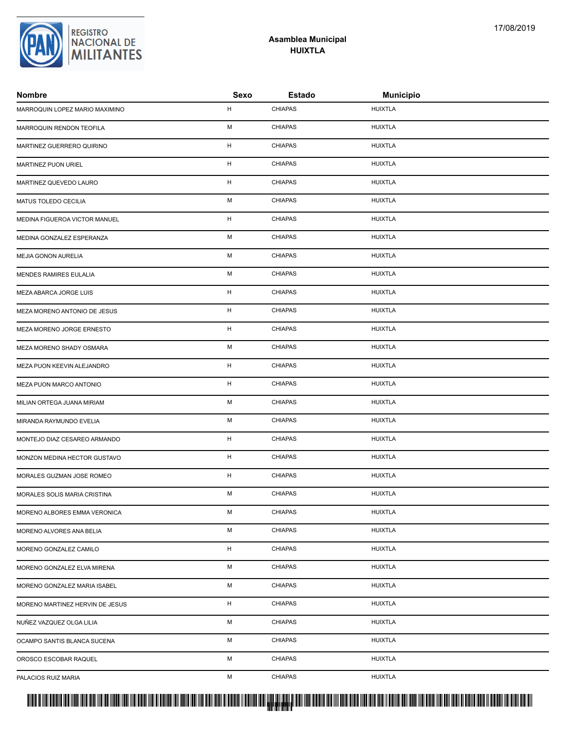## Asamblea Municipal
## HUIXTLA

17/08/2019

| Nombre | Sexo | Estado | Municipio |
|---|---|---|---|
| MARROQUIN LOPEZ MARIO MAXIMINO | H | CHIAPAS | HUIXTLA |
| MARROQUIN RENDON TEOFILA | M | CHIAPAS | HUIXTLA |
| MARTINEZ GUERRERO QUIRINO | H | CHIAPAS | HUIXTLA |
| MARTINEZ PUON URIEL | H | CHIAPAS | HUIXTLA |
| MARTINEZ QUEVEDO LAURO | H | CHIAPAS | HUIXTLA |
| MATUS TOLEDO CECILIA | M | CHIAPAS | HUIXTLA |
| MEDINA FIGUEROA VICTOR MANUEL | H | CHIAPAS | HUIXTLA |
| MEDINA GONZALEZ ESPERANZA | M | CHIAPAS | HUIXTLA |
| MEJIA GONON AURELIA | M | CHIAPAS | HUIXTLA |
| MENDES RAMIRES EULALIA | M | CHIAPAS | HUIXTLA |
| MEZA ABARCA JORGE LUIS | H | CHIAPAS | HUIXTLA |
| MEZA MORENO ANTONIO DE JESUS | H | CHIAPAS | HUIXTLA |
| MEZA MORENO JORGE ERNESTO | H | CHIAPAS | HUIXTLA |
| MEZA MORENO SHADY OSMARA | M | CHIAPAS | HUIXTLA |
| MEZA PUON KEEVIN ALEJANDRO | H | CHIAPAS | HUIXTLA |
| MEZA PUON MARCO ANTONIO | H | CHIAPAS | HUIXTLA |
| MILIAN ORTEGA JUANA MIRIAM | M | CHIAPAS | HUIXTLA |
| MIRANDA RAYMUNDO EVELIA | M | CHIAPAS | HUIXTLA |
| MONTEJO DIAZ CESAREO ARMANDO | H | CHIAPAS | HUIXTLA |
| MONZON MEDINA HECTOR GUSTAVO | H | CHIAPAS | HUIXTLA |
| MORALES GUZMAN JOSE ROMEO | H | CHIAPAS | HUIXTLA |
| MORALES SOLIS MARIA CRISTINA | M | CHIAPAS | HUIXTLA |
| MORENO ALBORES EMMA VERONICA | M | CHIAPAS | HUIXTLA |
| MORENO ALVORES ANA BELIA | M | CHIAPAS | HUIXTLA |
| MORENO GONZALEZ CAMILO | H | CHIAPAS | HUIXTLA |
| MORENO GONZALEZ ELVA MIRENA | M | CHIAPAS | HUIXTLA |
| MORENO GONZALEZ MARIA ISABEL | M | CHIAPAS | HUIXTLA |
| MORENO MARTINEZ HERVIN DE JESUS | H | CHIAPAS | HUIXTLA |
| NUÑEZ VAZQUEZ OLGA LILIA | M | CHIAPAS | HUIXTLA |
| OCAMPO SANTIS BLANCA SUCENA | M | CHIAPAS | HUIXTLA |
| OROSCO ESCOBAR RAQUEL | M | CHIAPAS | HUIXTLA |
| PALACIOS RUIZ MARIA | M | CHIAPAS | HUIXTLA |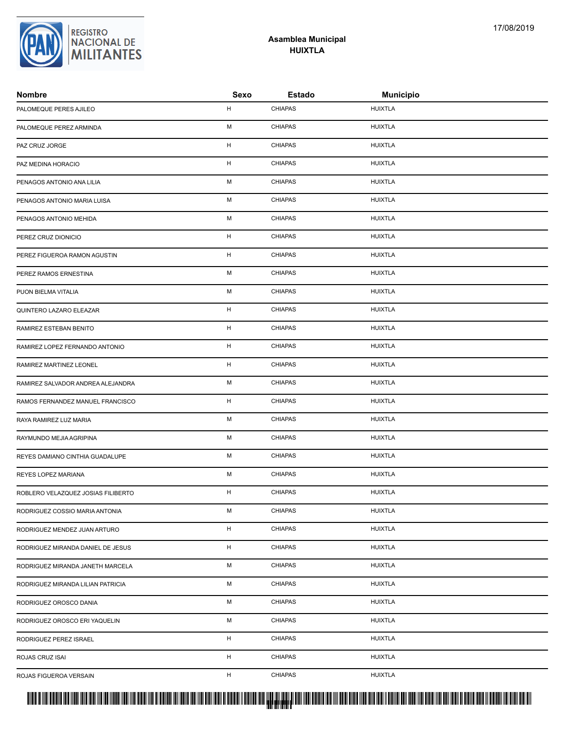**Asamblea Municipal**
**HUIXTLA**

| Nombre | Sexo | Estado | Municipio |
|---|---|---|---|
| PALOMEQUE PERES AJILEO | H | CHIAPAS | HUIXTLA |
| PALOMEQUE PEREZ ARMINDA | M | CHIAPAS | HUIXTLA |
| PAZ CRUZ JORGE | H | CHIAPAS | HUIXTLA |
| PAZ MEDINA HORACIO | H | CHIAPAS | HUIXTLA |
| PENAGOS ANTONIO ANA LILIA | M | CHIAPAS | HUIXTLA |
| PENAGOS ANTONIO MARIA LUISA | M | CHIAPAS | HUIXTLA |
| PENAGOS ANTONIO MEHIDA | M | CHIAPAS | HUIXTLA |
| PEREZ CRUZ DIONICIO | H | CHIAPAS | HUIXTLA |
| PEREZ FIGUEROA RAMON AGUSTIN | H | CHIAPAS | HUIXTLA |
| PEREZ RAMOS ERNESTINA | M | CHIAPAS | HUIXTLA |
| PUON BIELMA VITALIA | M | CHIAPAS | HUIXTLA |
| QUINTERO LAZARO ELEAZAR | H | CHIAPAS | HUIXTLA |
| RAMIREZ ESTEBAN BENITO | H | CHIAPAS | HUIXTLA |
| RAMIREZ LOPEZ FERNANDO ANTONIO | H | CHIAPAS | HUIXTLA |
| RAMIREZ MARTINEZ LEONEL | H | CHIAPAS | HUIXTLA |
| RAMIREZ SALVADOR ANDREA ALEJANDRA | M | CHIAPAS | HUIXTLA |
| RAMOS FERNANDEZ MANUEL FRANCISCO | H | CHIAPAS | HUIXTLA |
| RAYA RAMIREZ LUZ MARIA | M | CHIAPAS | HUIXTLA |
| RAYMUNDO MEJIA AGRIPINA | M | CHIAPAS | HUIXTLA |
| REYES DAMIANO CINTHIA GUADALUPE | M | CHIAPAS | HUIXTLA |
| REYES LOPEZ MARIANA | M | CHIAPAS | HUIXTLA |
| ROBLERO VELAZQUEZ JOSIAS FILIBERTO | H | CHIAPAS | HUIXTLA |
| RODRIGUEZ COSSIO MARIA ANTONIA | M | CHIAPAS | HUIXTLA |
| RODRIGUEZ MENDEZ JUAN ARTURO | H | CHIAPAS | HUIXTLA |
| RODRIGUEZ MIRANDA DANIEL DE JESUS | H | CHIAPAS | HUIXTLA |
| RODRIGUEZ MIRANDA JANETH MARCELA | M | CHIAPAS | HUIXTLA |
| RODRIGUEZ MIRANDA LILIAN PATRICIA | M | CHIAPAS | HUIXTLA |
| RODRIGUEZ OROSCO DANIA | M | CHIAPAS | HUIXTLA |
| RODRIGUEZ OROSCO ERI YAQUELIN | M | CHIAPAS | HUIXTLA |
| RODRIGUEZ PEREZ ISRAEL | H | CHIAPAS | HUIXTLA |
| ROJAS CRUZ ISAI | H | CHIAPAS | HUIXTLA |
| ROJAS FIGUEROA VERSAIN | H | CHIAPAS | HUIXTLA |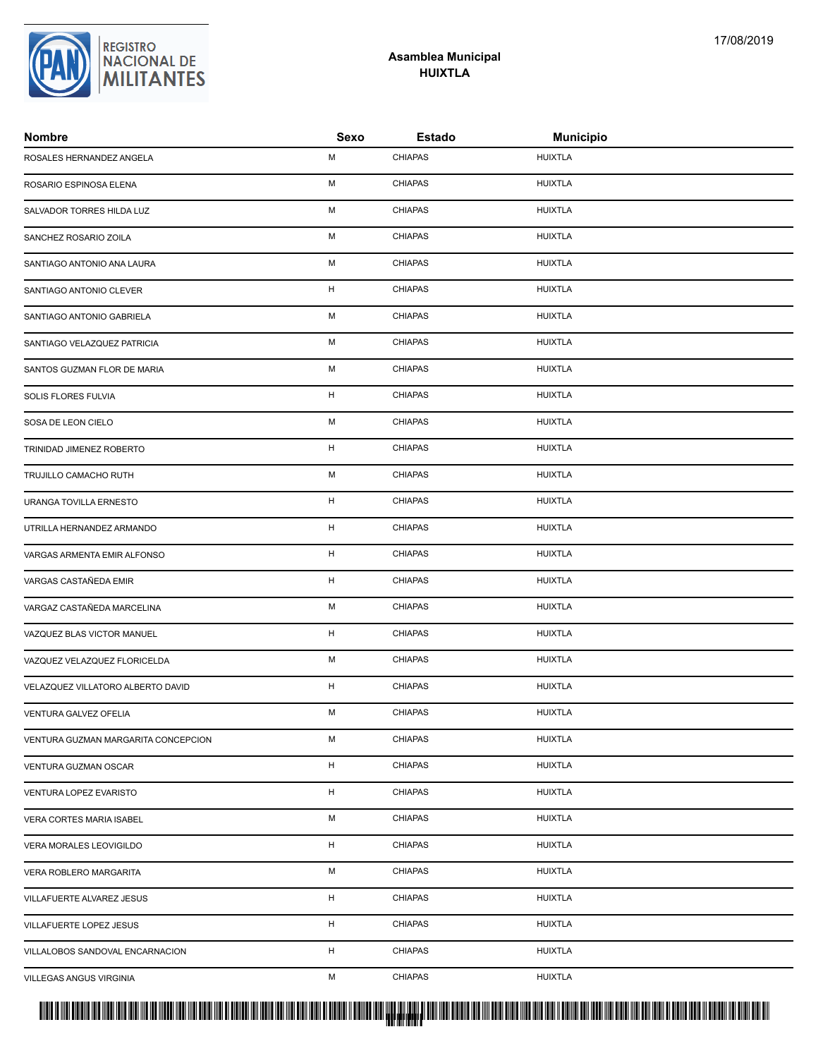## Asamblea Municipal
## HUIXTLA

| Nombre | Sexo | Estado | Municipio |
|---|---|---|---|
| ROSALES HERNANDEZ ANGELA | M | CHIAPAS | HUIXTLA |
| ROSARIO ESPINOSA ELENA | M | CHIAPAS | HUIXTLA |
| SALVADOR TORRES HILDA LUZ | M | CHIAPAS | HUIXTLA |
| SANCHEZ ROSARIO ZOILA | M | CHIAPAS | HUIXTLA |
| SANTIAGO ANTONIO ANA LAURA | M | CHIAPAS | HUIXTLA |
| SANTIAGO ANTONIO CLEVER | H | CHIAPAS | HUIXTLA |
| SANTIAGO ANTONIO GABRIELA | M | CHIAPAS | HUIXTLA |
| SANTIAGO VELAZQUEZ PATRICIA | M | CHIAPAS | HUIXTLA |
| SANTOS GUZMAN FLOR DE MARIA | M | CHIAPAS | HUIXTLA |
| SOLIS FLORES FULVIA | H | CHIAPAS | HUIXTLA |
| SOSA DE LEON CIELO | M | CHIAPAS | HUIXTLA |
| TRINIDAD JIMENEZ ROBERTO | H | CHIAPAS | HUIXTLA |
| TRUJILLO CAMACHO RUTH | M | CHIAPAS | HUIXTLA |
| URANGA TOVILLA ERNESTO | H | CHIAPAS | HUIXTLA |
| UTRILLA HERNANDEZ ARMANDO | H | CHIAPAS | HUIXTLA |
| VARGAS ARMENTA EMIR ALFONSO | H | CHIAPAS | HUIXTLA |
| VARGAS CASTAÑEDA EMIR | H | CHIAPAS | HUIXTLA |
| VARGAZ CASTAÑEDA MARCELINA | M | CHIAPAS | HUIXTLA |
| VAZQUEZ BLAS VICTOR MANUEL | H | CHIAPAS | HUIXTLA |
| VAZQUEZ VELAZQUEZ FLORICELDA | M | CHIAPAS | HUIXTLA |
| VELAZQUEZ VILLATORO ALBERTO DAVID | H | CHIAPAS | HUIXTLA |
| VENTURA GALVEZ OFELIA | M | CHIAPAS | HUIXTLA |
| VENTURA GUZMAN MARGARITA CONCEPCION | M | CHIAPAS | HUIXTLA |
| VENTURA GUZMAN OSCAR | H | CHIAPAS | HUIXTLA |
| VENTURA LOPEZ EVARISTO | H | CHIAPAS | HUIXTLA |
| VERA CORTES MARIA ISABEL | M | CHIAPAS | HUIXTLA |
| VERA MORALES LEOVIGILDO | H | CHIAPAS | HUIXTLA |
| VERA ROBLERO MARGARITA | M | CHIAPAS | HUIXTLA |
| VILLAFUERTE ALVAREZ JESUS | H | CHIAPAS | HUIXTLA |
| VILLAFUERTE LOPEZ JESUS | H | CHIAPAS | HUIXTLA |
| VILLALOBOS SANDOVAL ENCARNACION | H | CHIAPAS | HUIXTLA |
| VILLEGAS ANGUS VIRGINIA | M | CHIAPAS | HUIXTLA |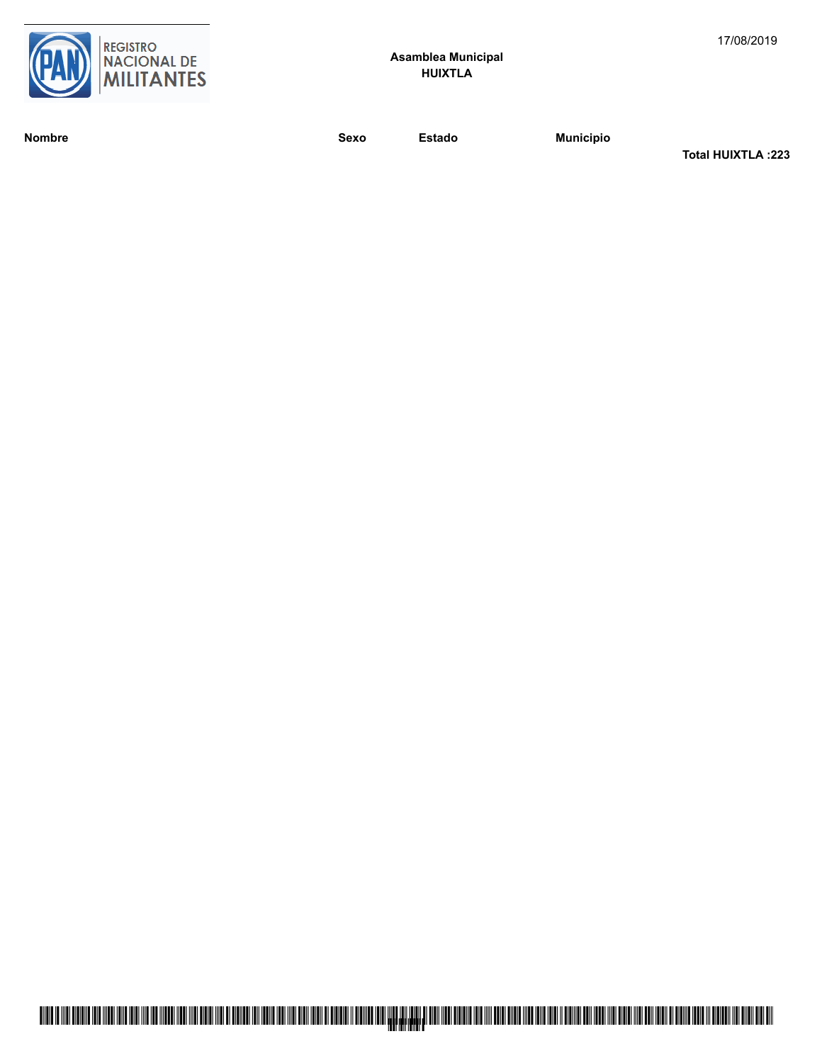| Nombre | Sexo | Estado | Municipio |
| --- | --- | --- | --- |

**Total HUIXTLA :223**